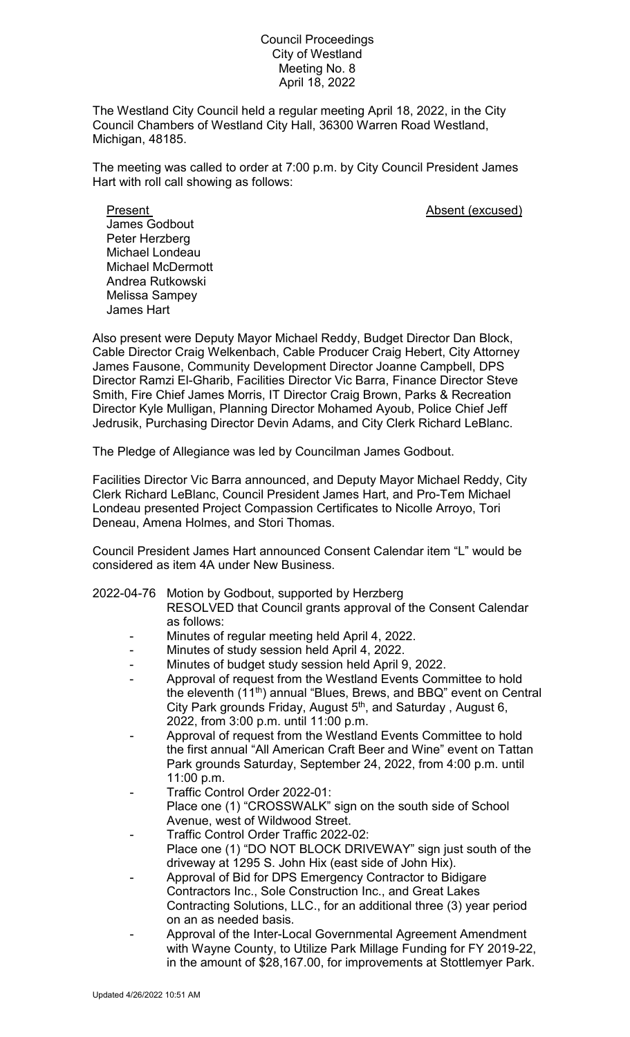Council Proceedings
City of Westland
Meeting No. 8
April 18, 2022

The Westland City Council held a regular meeting April 18, 2022, in the City Council Chambers of Westland City Hall, 36300 Warren Road Westland, Michigan, 48185.

The meeting was called to order at 7:00 p.m. by City Council President James Hart with roll call showing as follows:

| Present | Absent (excused) |
|---|---|
| James Godbout | |
| Peter Herzberg | |
| Michael Londeau | |
| Michael McDermott | |
| Andrea Rutkowski | |
| Melissa Sampey | |
| James Hart | |

Also present were Deputy Mayor Michael Reddy, Budget Director Dan Block, Cable Director Craig Welkenbach, Cable Producer Craig Hebert, City Attorney James Fausone, Community Development Director Joanne Campbell, DPS Director Ramzi El-Gharib, Facilities Director Vic Barra, Finance Director Steve Smith, Fire Chief James Morris, IT Director Craig Brown, Parks & Recreation Director Kyle Mulligan, Planning Director Mohamed Ayoub, Police Chief Jeff Jedrusik, Purchasing Director Devin Adams, and City Clerk Richard LeBlanc.

The Pledge of Allegiance was led by Councilman James Godbout.

Facilities Director Vic Barra announced, and Deputy Mayor Michael Reddy, City Clerk Richard LeBlanc, Council President James Hart, and Pro-Tem Michael Londeau presented Project Compassion Certificates to Nicolle Arroyo, Tori Deneau, Amena Holmes, and Stori Thomas.

Council President James Hart announced Consent Calendar item "L" would be considered as item 4A under New Business.

2022-04-76 Motion by Godbout, supported by Herzberg
RESOLVED that Council grants approval of the Consent Calendar as follows:

- Minutes of regular meeting held April 4, 2022.
- Minutes of study session held April 4, 2022.
- Minutes of budget study session held April 9, 2022.
- Approval of request from the Westland Events Committee to hold the eleventh (11th) annual "Blues, Brews, and BBQ" event on Central City Park grounds Friday, August 5th, and Saturday , August 6, 2022, from 3:00 p.m. until 11:00 p.m.
- Approval of request from the Westland Events Committee to hold the first annual "All American Craft Beer and Wine" event on Tattan Park grounds Saturday, September 24, 2022, from 4:00 p.m. until 11:00 p.m.
- Traffic Control Order 2022-01:
  Place one (1) "CROSSWALK" sign on the south side of School Avenue, west of Wildwood Street.
- Traffic Control Order Traffic 2022-02:
  Place one (1) "DO NOT BLOCK DRIVEWAY" sign just south of the driveway at 1295 S. John Hix (east side of John Hix).
- Approval of Bid for DPS Emergency Contractor to Bidigare Contractors Inc., Sole Construction Inc., and Great Lakes Contracting Solutions, LLC., for an additional three (3) year period on an as needed basis.
- Approval of the Inter-Local Governmental Agreement Amendment with Wayne County, to Utilize Park Millage Funding for FY 2019-22, in the amount of $28,167.00, for improvements at Stottlemyer Park.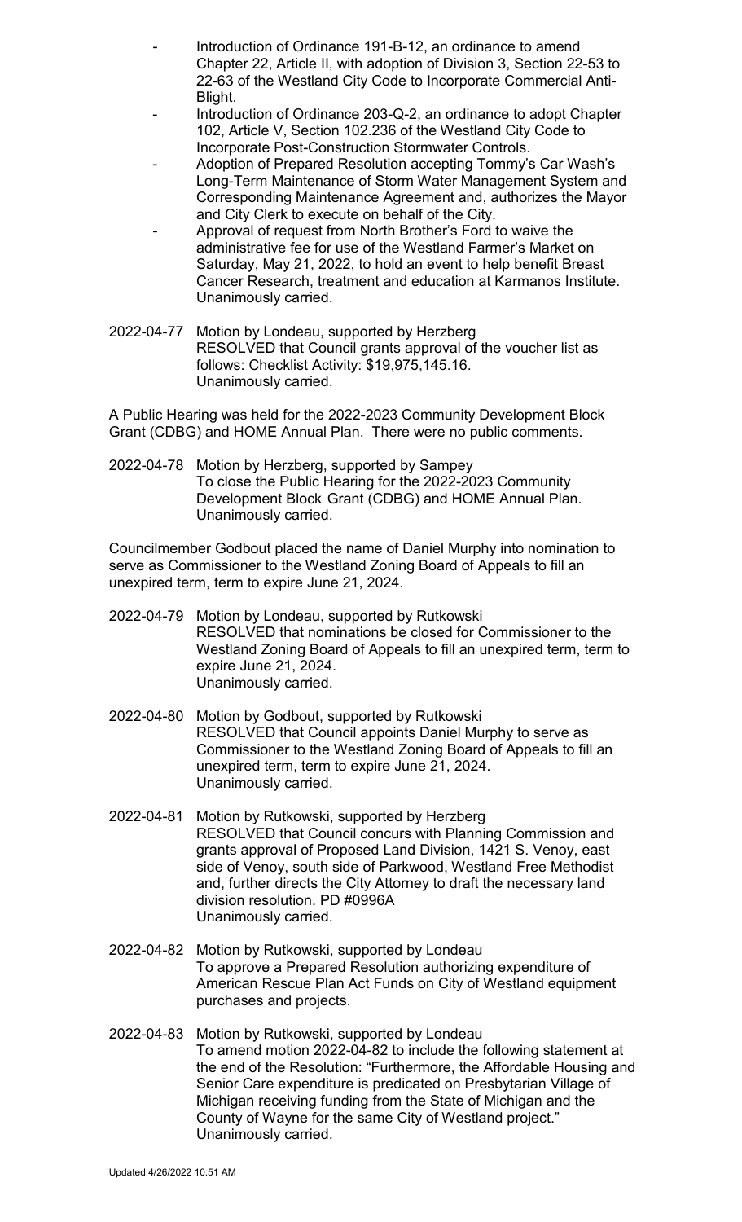- Introduction of Ordinance 191-B-12, an ordinance to amend Chapter 22, Article II, with adoption of Division 3, Section 22-53 to 22-63 of the Westland City Code to Incorporate Commercial Anti-Blight.
- Introduction of Ordinance 203-Q-2, an ordinance to adopt Chapter 102, Article V, Section 102.236 of the Westland City Code to Incorporate Post-Construction Stormwater Controls.
- Adoption of Prepared Resolution accepting Tommy's Car Wash's Long-Term Maintenance of Storm Water Management System and Corresponding Maintenance Agreement and, authorizes the Mayor and City Clerk to execute on behalf of the City.
- Approval of request from North Brother's Ford to waive the administrative fee for use of the Westland Farmer's Market on Saturday, May 21, 2022, to hold an event to help benefit Breast Cancer Research, treatment and education at Karmanos Institute.

Unanimously carried.

2022-04-77 Motion by Londeau, supported by Herzberg
RESOLVED that Council grants approval of the voucher list as follows: Checklist Activity: $19,975,145.16.
Unanimously carried.

A Public Hearing was held for the 2022-2023 Community Development Block Grant (CDBG) and HOME Annual Plan. There were no public comments.

2022-04-78 Motion by Herzberg, supported by Sampey
To close the Public Hearing for the 2022-2023 Community Development Block Grant (CDBG) and HOME Annual Plan.
Unanimously carried.

Councilmember Godbout placed the name of Daniel Murphy into nomination to serve as Commissioner to the Westland Zoning Board of Appeals to fill an unexpired term, term to expire June 21, 2024.

2022-04-79 Motion by Londeau, supported by Rutkowski
RESOLVED that nominations be closed for Commissioner to the Westland Zoning Board of Appeals to fill an unexpired term, term to expire June 21, 2024.
Unanimously carried.

2022-04-80 Motion by Godbout, supported by Rutkowski
RESOLVED that Council appoints Daniel Murphy to serve as Commissioner to the Westland Zoning Board of Appeals to fill an unexpired term, term to expire June 21, 2024.
Unanimously carried.

2022-04-81 Motion by Rutkowski, supported by Herzberg
RESOLVED that Council concurs with Planning Commission and grants approval of Proposed Land Division, 1421 S. Venoy, east side of Venoy, south side of Parkwood, Westland Free Methodist and, further directs the City Attorney to draft the necessary land division resolution. PD #0996A
Unanimously carried.

2022-04-82 Motion by Rutkowski, supported by Londeau
To approve a Prepared Resolution authorizing expenditure of American Rescue Plan Act Funds on City of Westland equipment purchases and projects.

2022-04-83 Motion by Rutkowski, supported by Londeau
To amend motion 2022-04-82 to include the following statement at the end of the Resolution: "Furthermore, the Affordable Housing and Senior Care expenditure is predicated on Presbytarian Village of Michigan receiving funding from the State of Michigan and the County of Wayne for the same City of Westland project."
Unanimously carried.

Updated 4/26/2022 10:51 AM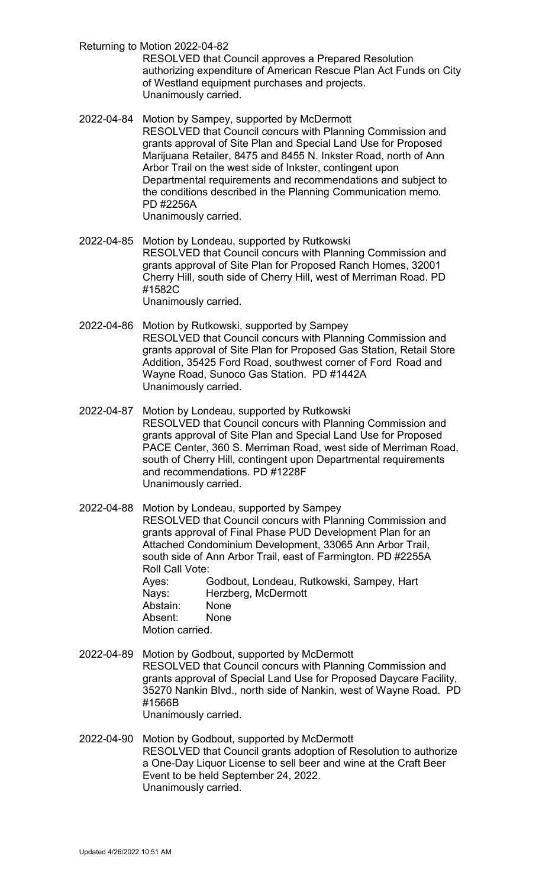Returning to Motion 2022-04-82

RESOLVED that Council approves a Prepared Resolution authorizing expenditure of American Rescue Plan Act Funds on City of Westland equipment purchases and projects.
Unanimously carried.

2022-04-84 Motion by Sampey, supported by McDermott

RESOLVED that Council concurs with Planning Commission and grants approval of Site Plan and Special Land Use for Proposed Marijuana Retailer, 8475 and 8455 N. Inkster Road, north of Ann Arbor Trail on the west side of Inkster, contingent upon Departmental requirements and recommendations and subject to the conditions described in the Planning Communication memo. PD #2256A
Unanimously carried.

2022-04-85 Motion by Londeau, supported by Rutkowski

RESOLVED that Council concurs with Planning Commission and grants approval of Site Plan for Proposed Ranch Homes, 32001 Cherry Hill, south side of Cherry Hill, west of Merriman Road. PD #1582C
Unanimously carried.

2022-04-86 Motion by Rutkowski, supported by Sampey

RESOLVED that Council concurs with Planning Commission and grants approval of Site Plan for Proposed Gas Station, Retail Store Addition, 35425 Ford Road, southwest corner of Ford Road and Wayne Road, Sunoco Gas Station. PD #1442A
Unanimously carried.

2022-04-87 Motion by Londeau, supported by Rutkowski

RESOLVED that Council concurs with Planning Commission and grants approval of Site Plan and Special Land Use for Proposed PACE Center, 360 S. Merriman Road, west side of Merriman Road, south of Cherry Hill, contingent upon Departmental requirements and recommendations. PD #1228F
Unanimously carried.

2022-04-88 Motion by Londeau, supported by Sampey

RESOLVED that Council concurs with Planning Commission and grants approval of Final Phase PUD Development Plan for an Attached Condominium Development, 33065 Ann Arbor Trail, south side of Ann Arbor Trail, east of Farmington. PD #2255A

Roll Call Vote:
Ayes: Godbout, Londeau, Rutkowski, Sampey, Hart
Nays: Herzberg, McDermott
Abstain: None
Absent: None
Motion carried.

2022-04-89 Motion by Godbout, supported by McDermott

RESOLVED that Council concurs with Planning Commission and grants approval of Special Land Use for Proposed Daycare Facility, 35270 Nankin Blvd., north side of Nankin, west of Wayne Road. PD #1566B
Unanimously carried.

2022-04-90 Motion by Godbout, supported by McDermott

RESOLVED that Council grants adoption of Resolution to authorize a One-Day Liquor License to sell beer and wine at the Craft Beer Event to be held September 24, 2022.
Unanimously carried.

Updated 4/26/2022 10:51 AM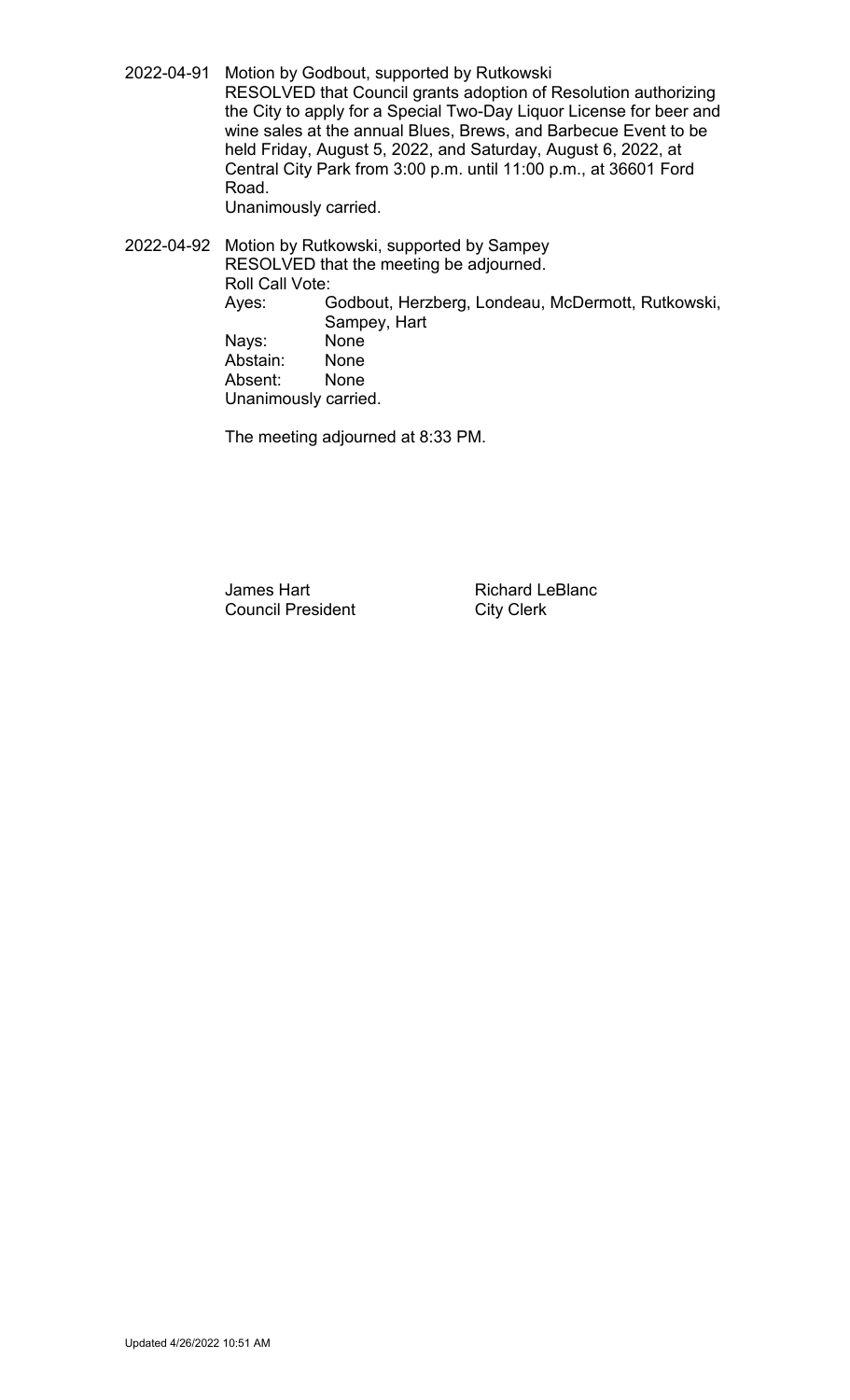2022-04-91 Motion by Godbout, supported by Rutkowski
RESOLVED that Council grants adoption of Resolution authorizing the City to apply for a Special Two-Day Liquor License for beer and wine sales at the annual Blues, Brews, and Barbecue Event to be held Friday, August 5, 2022, and Saturday, August 6, 2022, at Central City Park from 3:00 p.m. until 11:00 p.m., at 36601 Ford Road.
Unanimously carried.

2022-04-92 Motion by Rutkowski, supported by Sampey
RESOLVED that the meeting be adjourned.
Roll Call Vote:
Ayes: Godbout, Herzberg, Londeau, McDermott, Rutkowski, Sampey, Hart
Nays: None
Abstain: None
Absent: None
Unanimously carried.

The meeting adjourned at 8:33 PM.

James Hart
Council President

Richard LeBlanc
City Clerk

Updated 4/26/2022 10:51 AM